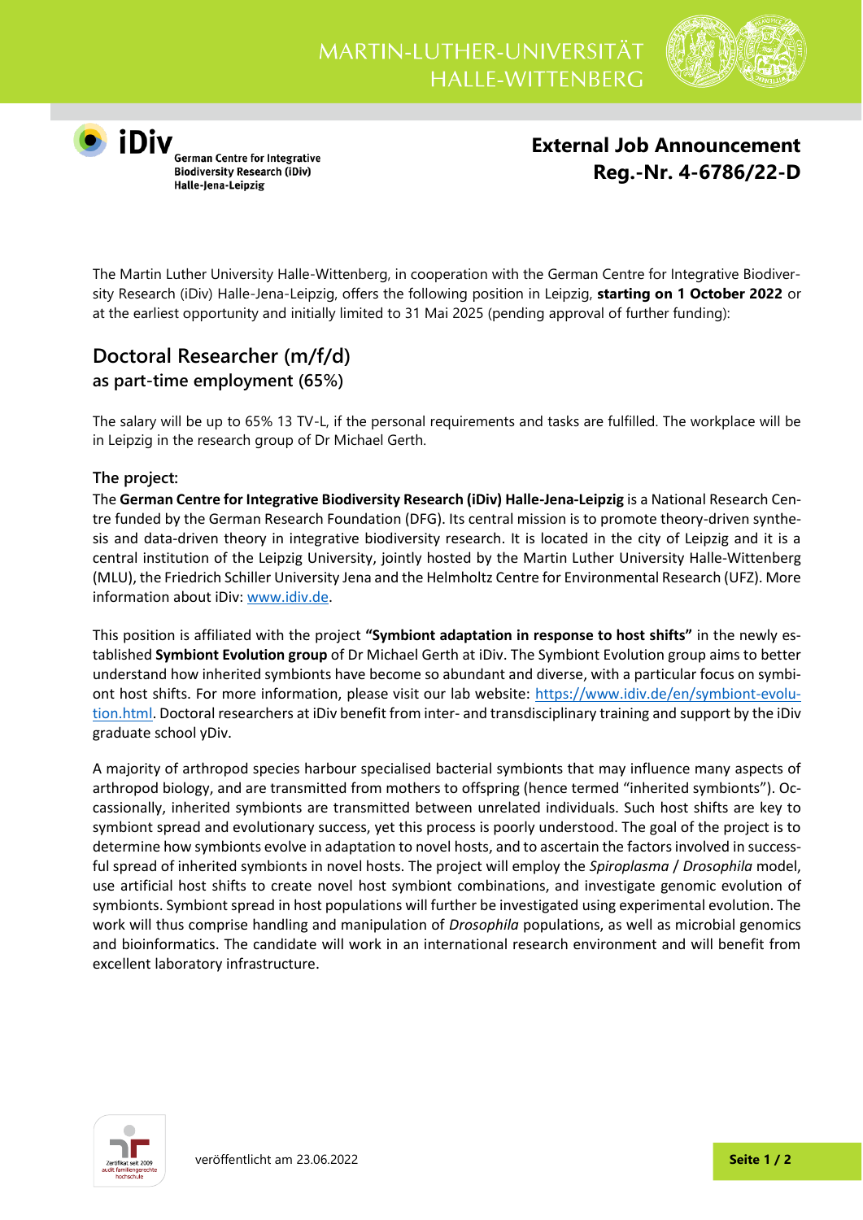MARTIN-LUTHER-UNIVERSITÄT HALLE-WITTENBERG

iDiv German Centre for Integrative Biodiversity Research (iDiv) Halle-Jena-Leipzig

**External Job Announcement**
**Reg.-Nr. 4-6786/22-D**

The Martin Luther University Halle-Wittenberg, in cooperation with the German Centre for Integrative Biodiversity Research (iDiv) Halle-Jena-Leipzig, offers the following position in Leipzig, **starting on 1 October 2022** or at the earliest opportunity and initially limited to 31 Mai 2025 (pending approval of further funding):

## Doctoral Researcher (m/f/d)
### as part-time employment (65%)

The salary will be up to 65% 13 TV-L, if the personal requirements and tasks are fulfilled. The workplace will be in Leipzig in the research group of Dr Michael Gerth.

### The project:

The **German Centre for Integrative Biodiversity Research (iDiv) Halle-Jena-Leipzig** is a National Research Centre funded by the German Research Foundation (DFG). Its central mission is to promote theory-driven synthesis and data-driven theory in integrative biodiversity research. It is located in the city of Leipzig and it is a central institution of the Leipzig University, jointly hosted by the Martin Luther University Halle-Wittenberg (MLU), the Friedrich Schiller University Jena and the Helmholtz Centre for Environmental Research (UFZ). More information about iDiv: www.idiv.de.

This position is affiliated with the project **"Symbiont adaptation in response to host shifts"** in the newly established **Symbiont Evolution group** of Dr Michael Gerth at iDiv. The Symbiont Evolution group aims to better understand how inherited symbionts have become so abundant and diverse, with a particular focus on symbiont host shifts. For more information, please visit our lab website: https://www.idiv.de/en/symbiont-evolution.html. Doctoral researchers at iDiv benefit from inter- and transdisciplinary training and support by the iDiv graduate school yDiv.

A majority of arthropod species harbour specialised bacterial symbionts that may influence many aspects of arthropod biology, and are transmitted from mothers to offspring (hence termed "inherited symbionts"). Occassionally, inherited symbionts are transmitted between unrelated individuals. Such host shifts are key to symbiont spread and evolutionary success, yet this process is poorly understood. The goal of the project is to determine how symbionts evolve in adaptation to novel hosts, and to ascertain the factors involved in successful spread of inherited symbionts in novel hosts. The project will employ the *Spiroplasma* / *Drosophila* model, use artificial host shifts to create novel host symbiont combinations, and investigate genomic evolution of symbionts. Symbiont spread in host populations will further be investigated using experimental evolution. The work will thus comprise handling and manipulation of *Drosophila* populations, as well as microbial genomics and bioinformatics. The candidate will work in an international research environment and will benefit from excellent laboratory infrastructure.

veröffentlicht am 23.06.2022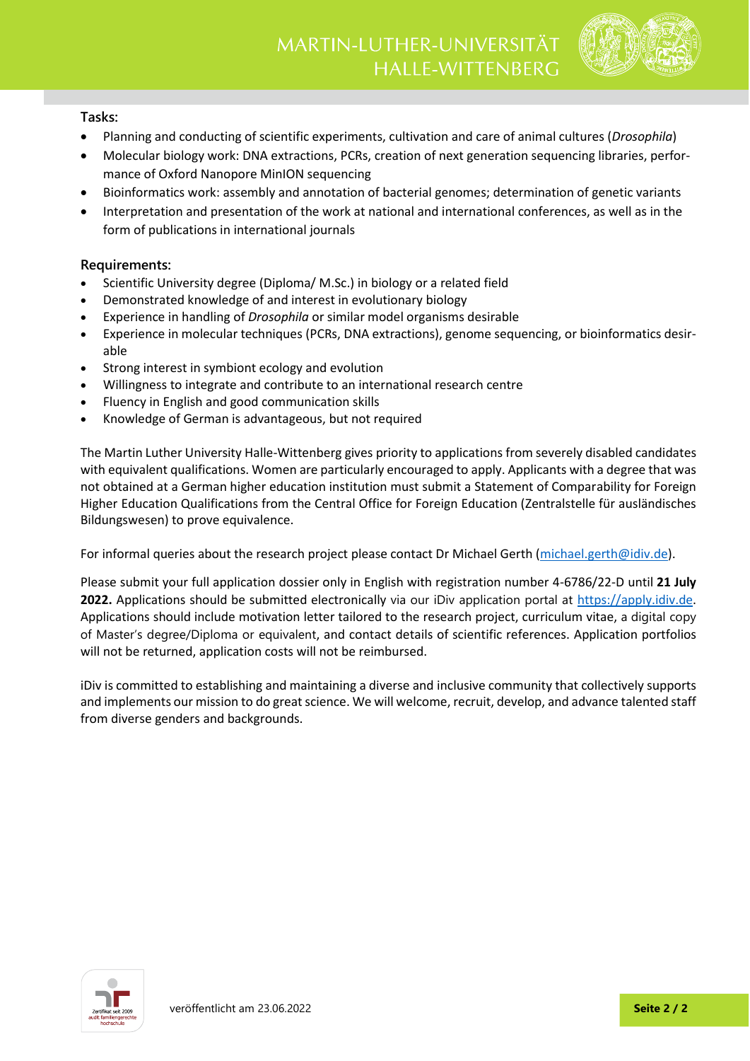### Tasks:

- Planning and conducting of scientific experiments, cultivation and care of animal cultures (*Drosophila*)
- Molecular biology work: DNA extractions, PCRs, creation of next generation sequencing libraries, performance of Oxford Nanopore MinION sequencing
- Bioinformatics work: assembly and annotation of bacterial genomes; determination of genetic variants
- Interpretation and presentation of the work at national and international conferences, as well as in the form of publications in international journals

### Requirements:

- Scientific University degree (Diploma/ M.Sc.) in biology or a related field
- Demonstrated knowledge of and interest in evolutionary biology
- Experience in handling of *Drosophila* or similar model organisms desirable
- Experience in molecular techniques (PCRs, DNA extractions), genome sequencing, or bioinformatics desirable
- Strong interest in symbiont ecology and evolution
- Willingness to integrate and contribute to an international research centre
- Fluency in English and good communication skills
- Knowledge of German is advantageous, but not required

The Martin Luther University Halle-Wittenberg gives priority to applications from severely disabled candidates with equivalent qualifications. Women are particularly encouraged to apply. Applicants with a degree that was not obtained at a German higher education institution must submit a Statement of Comparability for Foreign Higher Education Qualifications from the Central Office for Foreign Education (Zentralstelle für ausländisches Bildungswesen) to prove equivalence.

For informal queries about the research project please contact Dr Michael Gerth (michael.gerth@idiv.de).

Please submit your full application dossier only in English with registration number 4-6786/22-D until **21 July 2022.** Applications should be submitted electronically via our iDiv application portal at https://apply.idiv.de. Applications should include motivation letter tailored to the research project, curriculum vitae, a digital copy of Master's degree/Diploma or equivalent, and contact details of scientific references. Application portfolios will not be returned, application costs will not be reimbursed.

iDiv is committed to establishing and maintaining a diverse and inclusive community that collectively supports and implements our mission to do great science. We will welcome, recruit, develop, and advance talented staff from diverse genders and backgrounds.

veröffentlicht am 23.06.2022